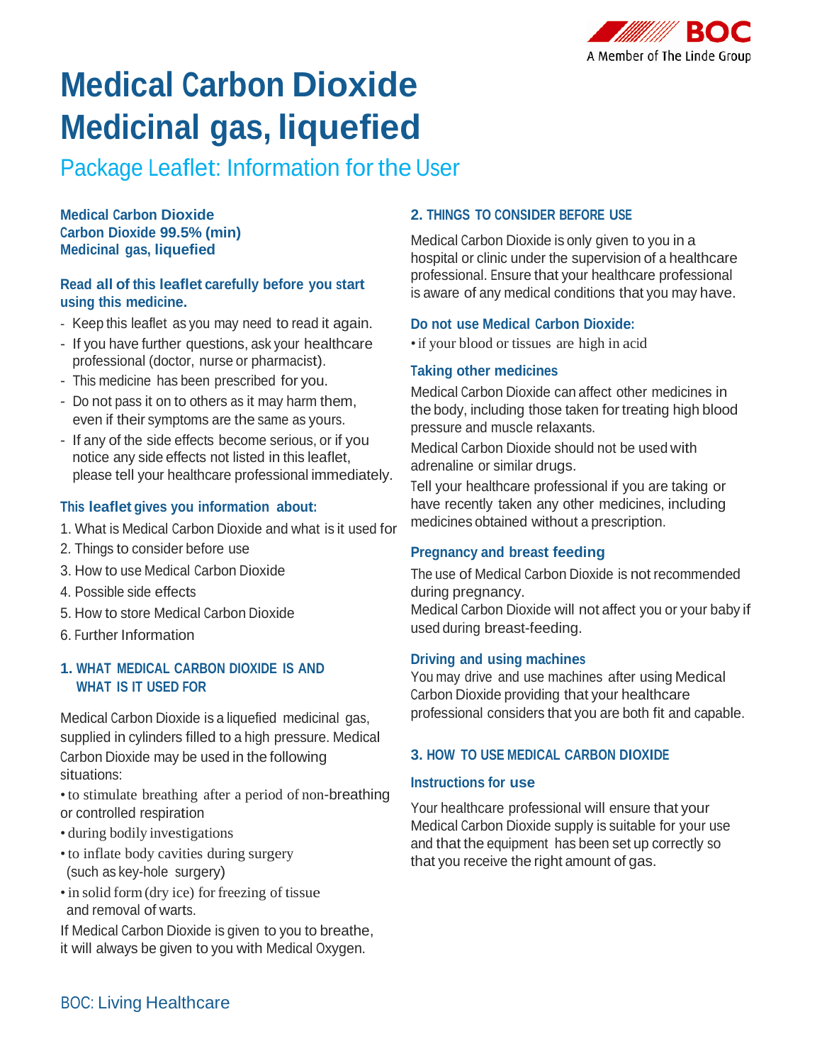# Medical Carbon Dioxide Medicinal gas, liquefied

## Package Leaflet: Information for the User

**Medical Carbon Dioxide**
**Carbon Dioxide 99.5% (min)**
**Medicinal gas, liquefied**

**Read all of this leaflet carefully before you start using this medicine.**

- Keep this leaflet as you may need to read it again.
- If you have further questions, ask your healthcare professional (doctor, nurse or pharmacist).
- This medicine has been prescribed for you.
- Do not pass it on to others as it may harm them, even if their symptoms are the same as yours.
- If any of the side effects become serious, or if you notice any side effects not listed in this leaflet, please tell your healthcare professional immediately.

**This leaflet gives you information about:**

1. What is Medical Carbon Dioxide and what is it used for
2. Things to consider before use
3. How to use Medical Carbon Dioxide
4. Possible side effects
5. How to store Medical Carbon Dioxide
6. Further Information

### 1. WHAT MEDICAL CARBON DIOXIDE IS AND WHAT IS IT USED FOR

Medical Carbon Dioxide is a liquefied medicinal gas, supplied in cylinders filled to a high pressure. Medical Carbon Dioxide may be used in the following situations:

- to stimulate breathing after a period of non-breathing or controlled respiration
- during bodily investigations
- to inflate body cavities during surgery (such as key-hole surgery)
- in solid form (dry ice) for freezing of tissue and removal of warts.

If Medical Carbon Dioxide is given to you to breathe, it will always be given to you with Medical Oxygen.

### 2. THINGS TO CONSIDER BEFORE USE

Medical Carbon Dioxide is only given to you in a hospital or clinic under the supervision of a healthcare professional. Ensure that your healthcare professional is aware of any medical conditions that you may have.

**Do not use Medical Carbon Dioxide:**

- if your blood or tissues are high in acid

**Taking other medicines**

Medical Carbon Dioxide can affect other medicines in the body, including those taken for treating high blood pressure and muscle relaxants.

Medical Carbon Dioxide should not be used with adrenaline or similar drugs.

Tell your healthcare professional if you are taking or have recently taken any other medicines, including medicines obtained without a prescription.

**Pregnancy and breast feeding**

The use of Medical Carbon Dioxide is not recommended during pregnancy.

Medical Carbon Dioxide will not affect you or your baby if used during breast-feeding.

**Driving and using machines**

You may drive and use machines after using Medical Carbon Dioxide providing that your healthcare professional considers that you are both fit and capable.

### 3. HOW TO USE MEDICAL CARBON DIOXIDE

**Instructions for use**

Your healthcare professional will ensure that your Medical Carbon Dioxide supply is suitable for your use and that the equipment has been set up correctly so that you receive the right amount of gas.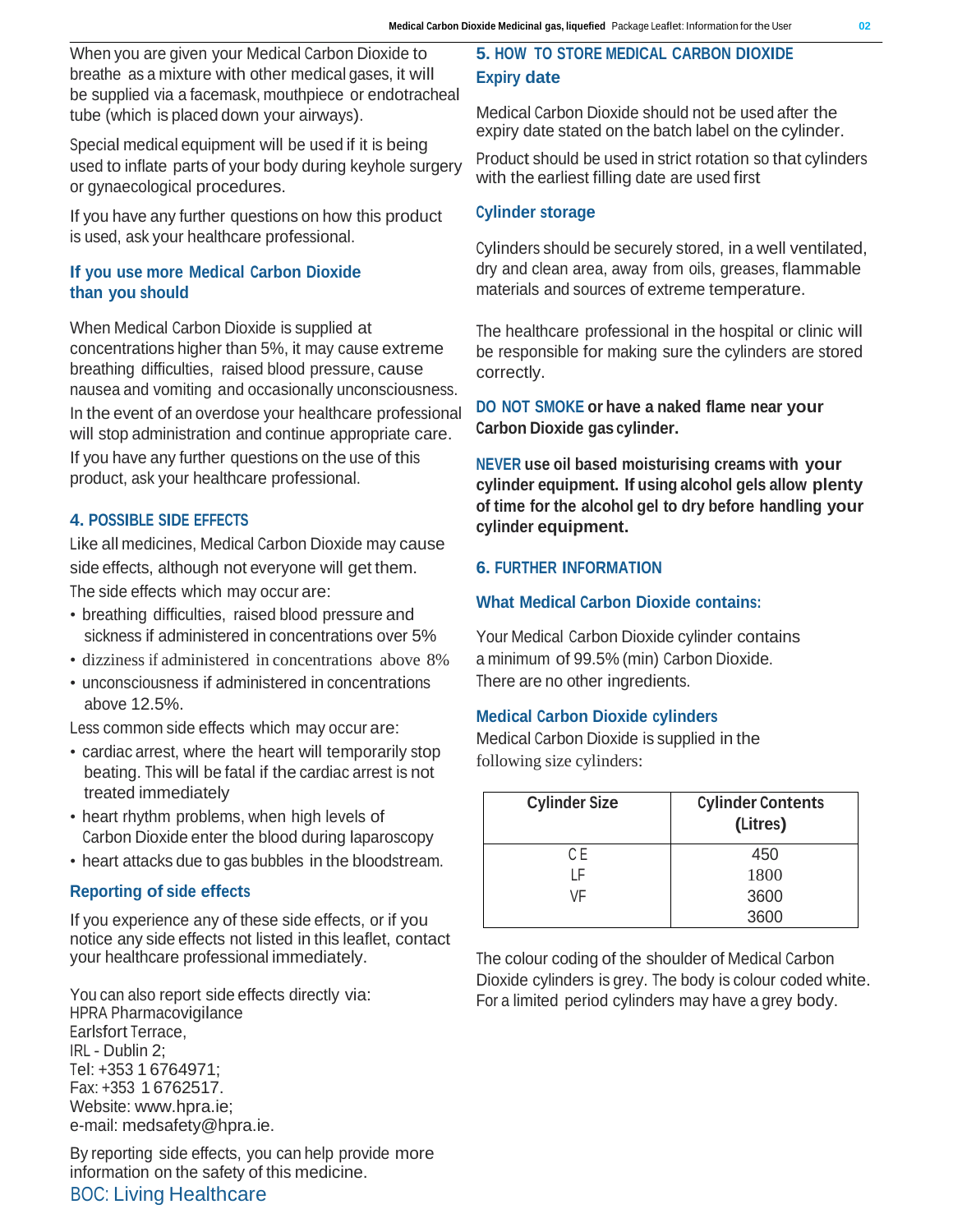When you are given your Medical Carbon Dioxide to breathe as a mixture with other medical gases, it will be supplied via a facemask, mouthpiece or endotracheal tube (which is placed down your airways).

Special medical equipment will be used if it is being used to inflate parts of your body during keyhole surgery or gynaecological procedures.

If you have any further questions on how this product is used, ask your healthcare professional.

### If you use more Medical Carbon Dioxide than you should

When Medical Carbon Dioxide is supplied at concentrations higher than 5%, it may cause extreme breathing difficulties, raised blood pressure, cause nausea and vomiting and occasionally unconsciousness.

In the event of an overdose your healthcare professional will stop administration and continue appropriate care.

If you have any further questions on the use of this product, ask your healthcare professional.

## 4. POSSIBLE SIDE EFFECTS

Like all medicines, Medical Carbon Dioxide may cause side effects, although not everyone will get them.

The side effects which may occur are:

- breathing difficulties, raised blood pressure and sickness if administered in concentrations over 5%
- dizziness if administered in concentrations above 8%
- unconsciousness if administered in concentrations above 12.5%.

Less common side effects which may occur are:

- cardiac arrest, where the heart will temporarily stop beating. This will be fatal if the cardiac arrest is not treated immediately
- heart rhythm problems, when high levels of Carbon Dioxide enter the blood during laparoscopy
- heart attacks due to gas bubbles in the bloodstream.

### Reporting of side effects

If you experience any of these side effects, or if you notice any side effects not listed in this leaflet, contact your healthcare professional immediately.

You can also report side effects directly via:
HPRA Pharmacovigilance
Earlsfort Terrace,
IRL - Dublin 2;
Tel: +353 1 6764971;
Fax: +353 1 6762517.
Website: www.hpra.ie;
e-mail: medsafety@hpra.ie.

By reporting side effects, you can help provide more information on the safety of this medicine.

BOC: Living Healthcare

## 5. HOW TO STORE MEDICAL CARBON DIOXIDE

### Expiry date

Medical Carbon Dioxide should not be used after the expiry date stated on the batch label on the cylinder.

Product should be used in strict rotation so that cylinders with the earliest filling date are used first

### Cylinder storage

Cylinders should be securely stored, in a well ventilated, dry and clean area, away from oils, greases, flammable materials and sources of extreme temperature.

The healthcare professional in the hospital or clinic will be responsible for making sure the cylinders are stored correctly.

**DO NOT SMOKE or have a naked flame near your Carbon Dioxide gas cylinder.**

**NEVER use oil based moisturising creams with your cylinder equipment. If using alcohol gels allow plenty of time for the alcohol gel to dry before handling your cylinder equipment.**

## 6. FURTHER INFORMATION

### What Medical Carbon Dioxide contains:

Your Medical Carbon Dioxide cylinder contains a minimum of 99.5% (min) Carbon Dioxide.
There are no other ingredients.

### Medical Carbon Dioxide cylinders

Medical Carbon Dioxide is supplied in the following size cylinders:

| Cylinder Size | Cylinder Contents (Litres) |
|---|---|
| CE | 450 |
| LF | 1800 |
| VF | 3600 |
| | 3600 |

The colour coding of the shoulder of Medical Carbon Dioxide cylinders is grey. The body is colour coded white. For a limited period cylinders may have a grey body.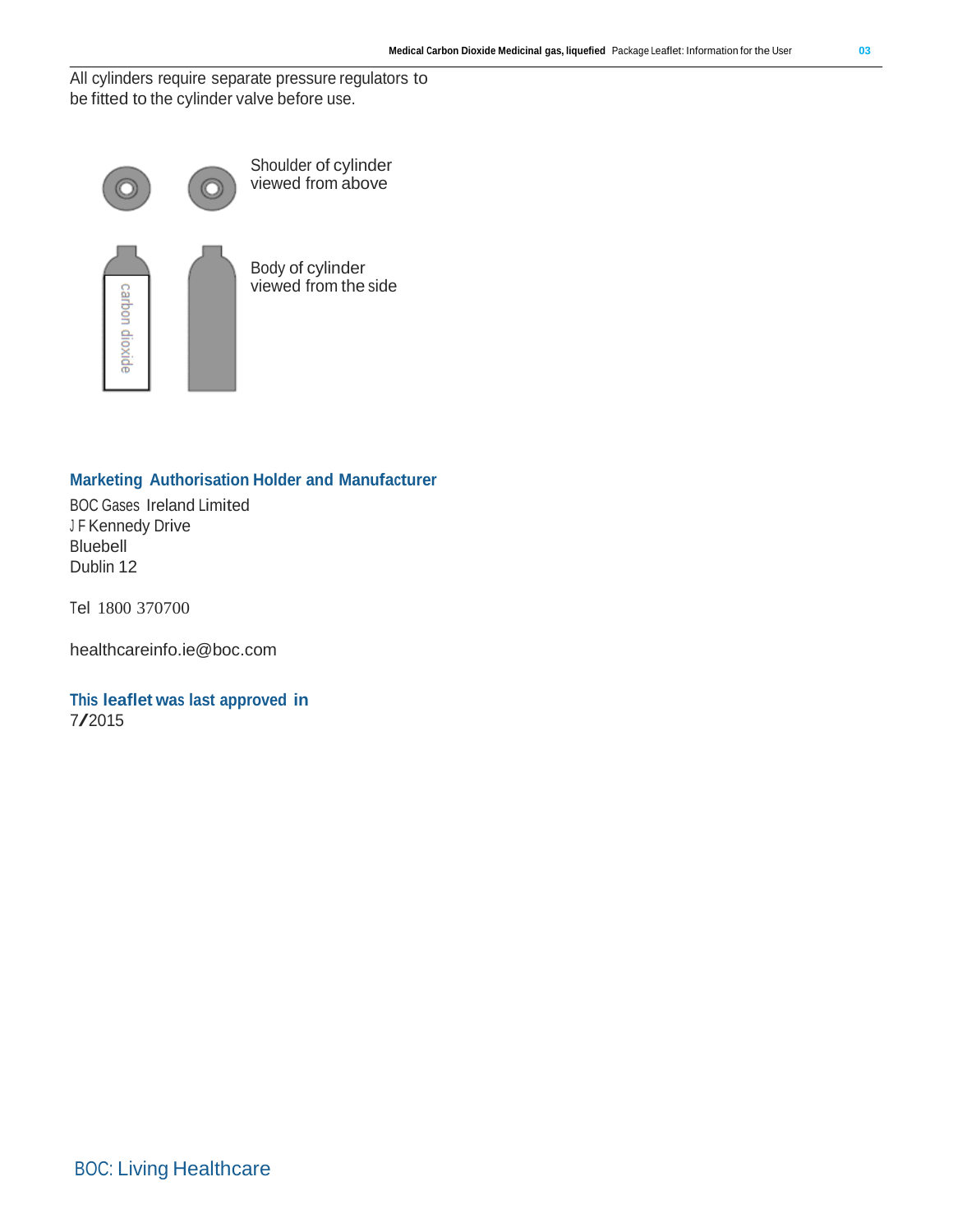All cylinders require separate pressure regulators to be fitted to the cylinder valve before use.

carbon dioxide

Shoulder of cylinder viewed from above

Body of cylinder viewed from the side

## Marketing Authorisation Holder and Manufacturer

BOC Gases Ireland Limited
J F Kennedy Drive
Bluebell
Dublin 12

Tel 1800 370700

healthcareinfo.ie@boc.com

## This leaflet was last approved in

7/2015

BOC: Living Healthcare